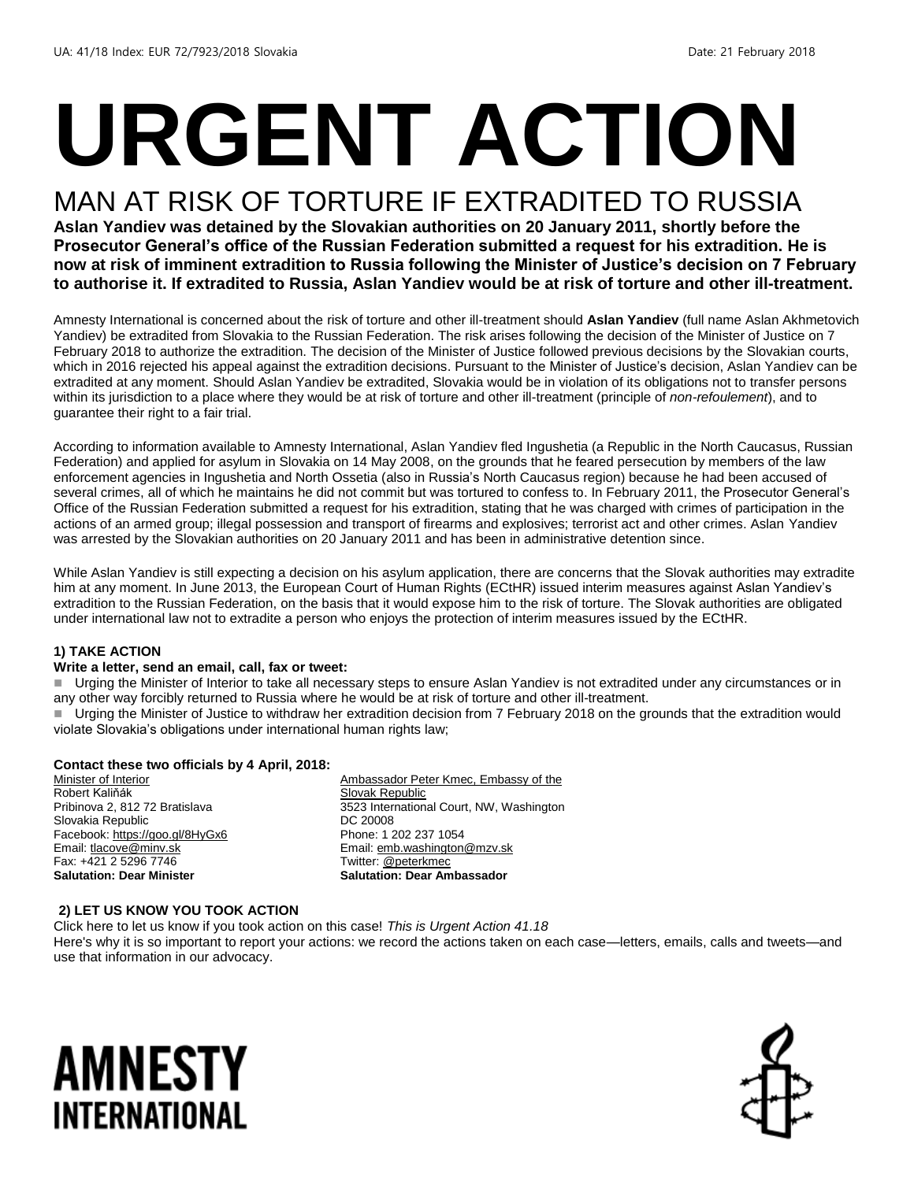UA: 41/18 Index: EUR 72/7923/2018 Slovakia Date: 21 February 2018

# URGENT ACTION

## MAN AT RISK OF TORTURE IF EXTRADITED TO RUSSIA

**Aslan Yandiev was detained by the Slovakian authorities on 20 January 2011, shortly before the Prosecutor General's office of the Russian Federation submitted a request for his extradition. He is now at risk of imminent extradition to Russia following the Minister of Justice's decision on 7 February to authorise it. If extradited to Russia, Aslan Yandiev would be at risk of torture and other ill-treatment.**

Amnesty International is concerned about the risk of torture and other ill-treatment should **Aslan Yandiev** (full name Aslan Akhmetovich Yandiev) be extradited from Slovakia to the Russian Federation. The risk arises following the decision of the Minister of Justice on 7 February 2018 to authorize the extradition. The decision of the Minister of Justice followed previous decisions by the Slovakian courts, which in 2016 rejected his appeal against the extradition decisions. Pursuant to the Minister of Justice's decision, Aslan Yandiev can be extradited at any moment. Should Aslan Yandiev be extradited, Slovakia would be in violation of its obligations not to transfer persons within its jurisdiction to a place where they would be at risk of torture and other ill-treatment (principle of *non-refoulement*), and to guarantee their right to a fair trial.

According to information available to Amnesty International, Aslan Yandiev fled Ingushetia (a Republic in the North Caucasus, Russian Federation) and applied for asylum in Slovakia on 14 May 2008, on the grounds that he feared persecution by members of the law enforcement agencies in Ingushetia and North Ossetia (also in Russia's North Caucasus region) because he had been accused of several crimes, all of which he maintains he did not commit but was tortured to confess to. In February 2011, the Prosecutor General's Office of the Russian Federation submitted a request for his extradition, stating that he was charged with crimes of participation in the actions of an armed group; illegal possession and transport of firearms and explosives; terrorist act and other crimes. Aslan Yandiev was arrested by the Slovakian authorities on 20 January 2011 and has been in administrative detention since.

While Aslan Yandiev is still expecting a decision on his asylum application, there are concerns that the Slovak authorities may extradite him at any moment. In June 2013, the European Court of Human Rights (ECtHR) issued interim measures against Aslan Yandiev's extradition to the Russian Federation, on the basis that it would expose him to the risk of torture. The Slovak authorities are obligated under international law not to extradite a person who enjoys the protection of interim measures issued by the ECtHR.

### 1) TAKE ACTION

**Write a letter, send an email, call, fax or tweet:**

- Urging the Minister of Interior to take all necessary steps to ensure Aslan Yandiev is not extradited under any circumstances or in any other way forcibly returned to Russia where he would be at risk of torture and other ill-treatment.
- Urging the Minister of Justice to withdraw her extradition decision from 7 February 2018 on the grounds that the extradition would violate Slovakia's obligations under international human rights law;

**Contact these two officials by 4 April, 2018:**

Minister of Interior
Robert Kaliňák
Pribinova 2, 812 72 Bratislava
Slovakia Republic
Facebook: https://goo.gl/8HyGx6
Email: tlacove@minv.sk
Fax: +421 2 5296 7746
**Salutation: Dear Minister**

Ambassador Peter Kmec, Embassy of the Slovak Republic
3523 International Court, NW, Washington DC 20008
Phone: 1 202 237 1054
Email: emb.washington@mzv.sk
Twitter: @peterkmec
**Salutation: Dear Ambassador**

### 2) LET US KNOW YOU TOOK ACTION

Click here to let us know if you took action on this case! *This is Urgent Action 41.18*
Here's why it is so important to report your actions: we record the actions taken on each case—letters, emails, calls and tweets—and use that information in our advocacy.

AMNESTY INTERNATIONAL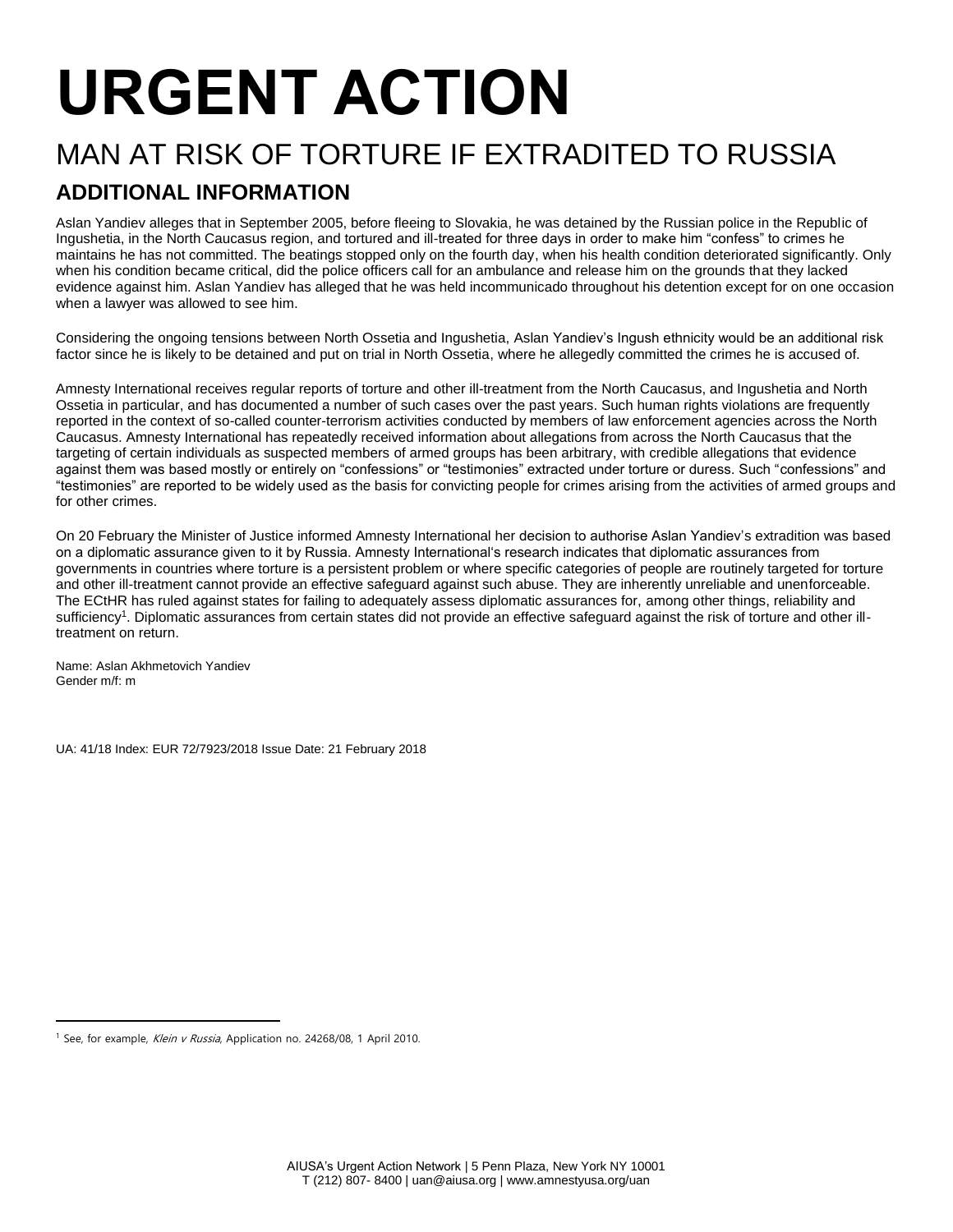# URGENT ACTION

## MAN AT RISK OF TORTURE IF EXTRADITED TO RUSSIA

### ADDITIONAL INFORMATION

Aslan Yandiev alleges that in September 2005, before fleeing to Slovakia, he was detained by the Russian police in the Republic of Ingushetia, in the North Caucasus region, and tortured and ill-treated for three days in order to make him "confess" to crimes he maintains he has not committed. The beatings stopped only on the fourth day, when his health condition deteriorated significantly. Only when his condition became critical, did the police officers call for an ambulance and release him on the grounds that they lacked evidence against him. Aslan Yandiev has alleged that he was held incommunicado throughout his detention except for on one occasion when a lawyer was allowed to see him.

Considering the ongoing tensions between North Ossetia and Ingushetia, Aslan Yandiev's Ingush ethnicity would be an additional risk factor since he is likely to be detained and put on trial in North Ossetia, where he allegedly committed the crimes he is accused of.

Amnesty International receives regular reports of torture and other ill-treatment from the North Caucasus, and Ingushetia and North Ossetia in particular, and has documented a number of such cases over the past years. Such human rights violations are frequently reported in the context of so-called counter-terrorism activities conducted by members of law enforcement agencies across the North Caucasus. Amnesty International has repeatedly received information about allegations from across the North Caucasus that the targeting of certain individuals as suspected members of armed groups has been arbitrary, with credible allegations that evidence against them was based mostly or entirely on "confessions" or "testimonies" extracted under torture or duress. Such "confessions" and "testimonies" are reported to be widely used as the basis for convicting people for crimes arising from the activities of armed groups and for other crimes.

On 20 February the Minister of Justice informed Amnesty International her decision to authorise Aslan Yandiev's extradition was based on a diplomatic assurance given to it by Russia. Amnesty International's research indicates that diplomatic assurances from governments in countries where torture is a persistent problem or where specific categories of people are routinely targeted for torture and other ill-treatment cannot provide an effective safeguard against such abuse. They are inherently unreliable and unenforceable. The ECtHR has ruled against states for failing to adequately assess diplomatic assurances for, among other things, reliability and sufficiency[1]. Diplomatic assurances from certain states did not provide an effective safeguard against the risk of torture and other ill-treatment on return.

Name: Aslan Akhmetovich Yandiev
Gender m/f: m

UA: 41/18 Index: EUR 72/7923/2018 Issue Date: 21 February 2018

[1] See, for example, *Klein v Russia*, Application no. 24268/08, 1 April 2010.

AIUSA's Urgent Action Network | 5 Penn Plaza, New York NY 10001
T (212) 807- 8400 | uan@aiusa.org | www.amnestyusa.org/uan